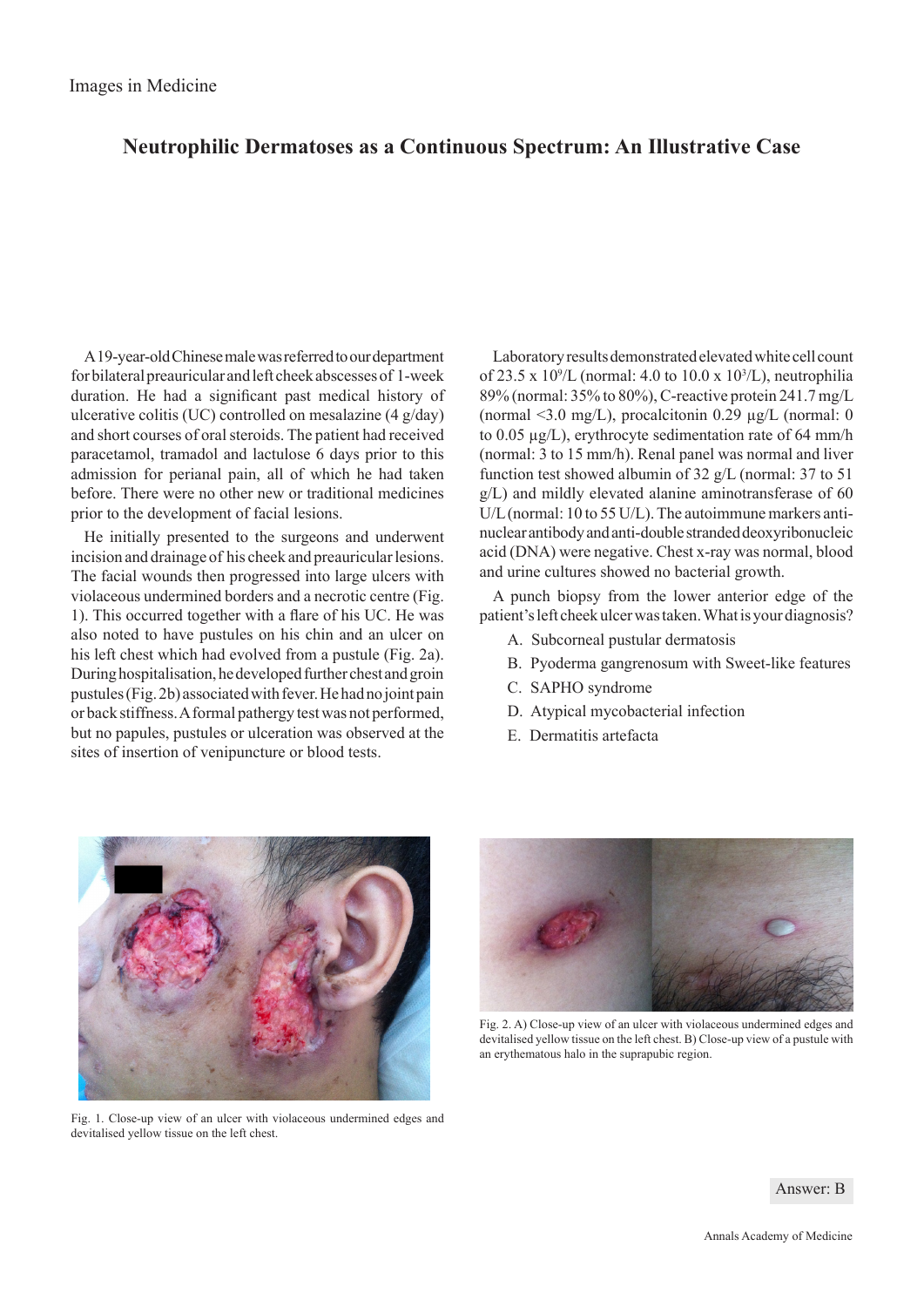Images in Medicine

# Neutrophilic Dermatoses as a Continuous Spectrum: An Illustrative Case

A 19-year-old Chinese male was referred to our department for bilateral preauricular and left cheek abscesses of 1-week duration. He had a significant past medical history of ulcerative colitis (UC) controlled on mesalazine (4 g/day) and short courses of oral steroids. The patient had received paracetamol, tramadol and lactulose 6 days prior to this admission for perianal pain, all of which he had taken before. There were no other new or traditional medicines prior to the development of facial lesions.

He initially presented to the surgeons and underwent incision and drainage of his cheek and preauricular lesions. The facial wounds then progressed into large ulcers with violaceous undermined borders and a necrotic centre (Fig. 1). This occurred together with a flare of his UC. He was also noted to have pustules on his chin and an ulcer on his left chest which had evolved from a pustule (Fig. 2a). During hospitalisation, he developed further chest and groin pustules (Fig. 2b) associated with fever. He had no joint pain or back stiffness. A formal pathergy test was not performed, but no papules, pustules or ulceration was observed at the sites of insertion of venipuncture or blood tests.

Laboratory results demonstrated elevated white cell count of 23.5 x $10^9$/L (normal: 4.0 to 10.0 x $10^3$/L), neutrophilia 89% (normal: 35% to 80%), C-reactive protein 241.7 mg/L (normal <3.0 mg/L), procalcitonin 0.29 µg/L (normal: 0 to 0.05 µg/L), erythrocyte sedimentation rate of 64 mm/h (normal: 3 to 15 mm/h). Renal panel was normal and liver function test showed albumin of 32 g/L (normal: 37 to 51 g/L) and mildly elevated alanine aminotransferase of 60 U/L (normal: 10 to 55 U/L). The autoimmune markers anti-nuclear antibody and anti-double stranded deoxyribonucleic acid (DNA) were negative. Chest x-ray was normal, blood and urine cultures showed no bacterial growth.

A punch biopsy from the lower anterior edge of the patient's left cheek ulcer was taken. What is your diagnosis?

A. Subcorneal pustular dermatosis
B. Pyoderma gangrenosum with Sweet-like features
C. SAPHO syndrome
D. Atypical mycobacterial infection
E. Dermatitis artefacta

Fig. 1. Close-up view of an ulcer with violaceous undermined edges and devitalised yellow tissue on the left chest.

Fig. 2. A) Close-up view of an ulcer with violaceous undermined edges and devitalised yellow tissue on the left chest. B) Close-up view of a pustule with an erythematous halo in the suprapubic region.

Answer: B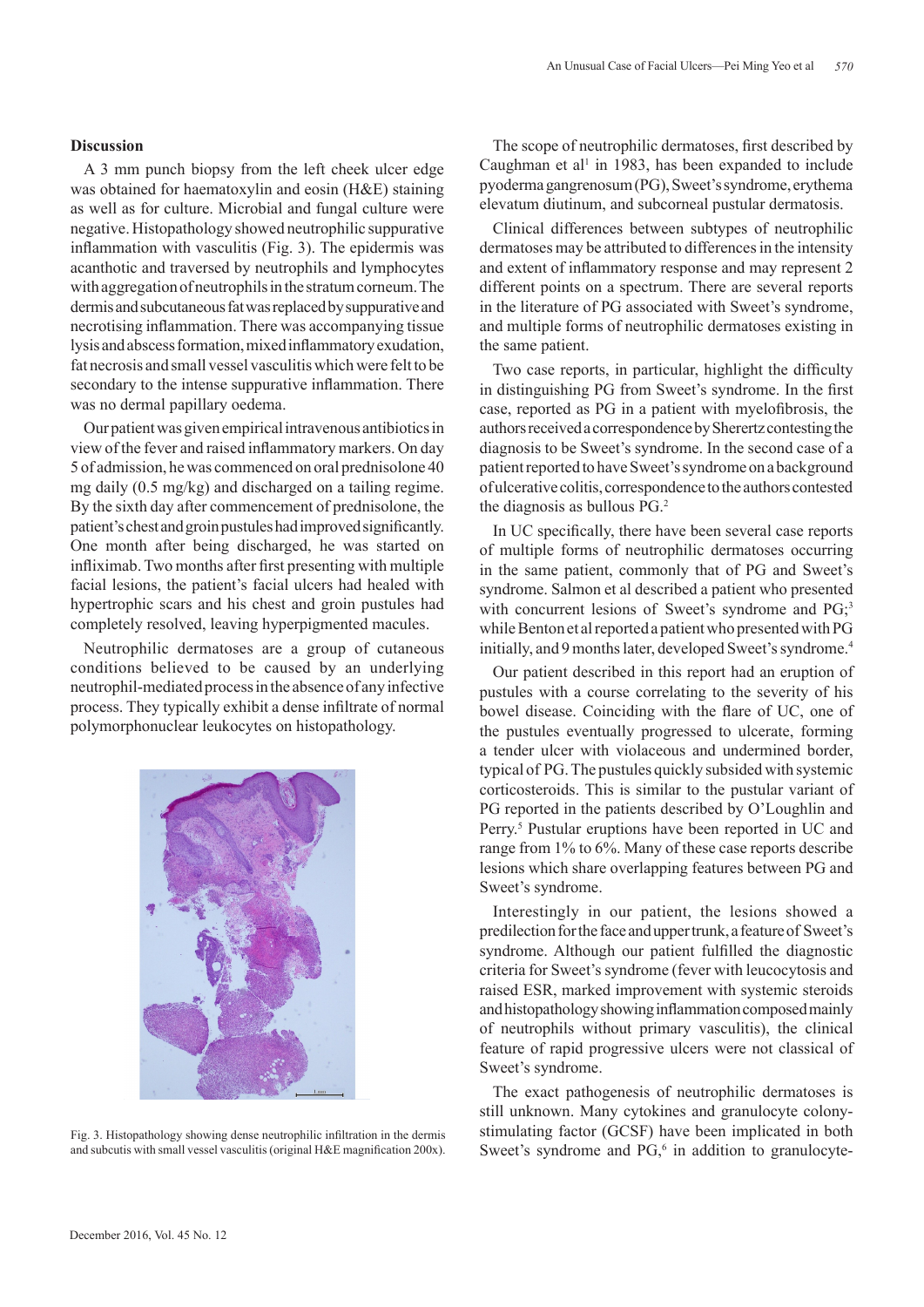## Discussion

A 3 mm punch biopsy from the left cheek ulcer edge was obtained for haematoxylin and eosin (H&E) staining as well as for culture. Microbial and fungal culture were negative. Histopathology showed neutrophilic suppurative inflammation with vasculitis (Fig. 3). The epidermis was acanthotic and traversed by neutrophils and lymphocytes with aggregation of neutrophils in the stratum corneum. The dermis and subcutaneous fat was replaced by suppurative and necrotising inflammation. There was accompanying tissue lysis and abscess formation, mixed inflammatory exudation, fat necrosis and small vessel vasculitis which were felt to be secondary to the intense suppurative inflammation. There was no dermal papillary oedema.

Our patient was given empirical intravenous antibiotics in view of the fever and raised inflammatory markers. On day 5 of admission, he was commenced on oral prednisolone 40 mg daily (0.5 mg/kg) and discharged on a tailing regime. By the sixth day after commencement of prednisolone, the patient's chest and groin pustules had improved significantly. One month after being discharged, he was started on infliximab. Two months after first presenting with multiple facial lesions, the patient's facial ulcers had healed with hypertrophic scars and his chest and groin pustules had completely resolved, leaving hyperpigmented macules.

Neutrophilic dermatoses are a group of cutaneous conditions believed to be caused by an underlying neutrophil-mediated process in the absence of any infective process. They typically exhibit a dense infiltrate of normal polymorphonuclear leukocytes on histopathology.

Fig. 3. Histopathology showing dense neutrophilic infiltration in the dermis and subcutis with small vessel vasculitis (original H&E magnification 200x).

The scope of neutrophilic dermatoses, first described by Caughman et al[1] in 1983, has been expanded to include pyoderma gangrenosum (PG), Sweet's syndrome, erythema elevatum diutinum, and subcorneal pustular dermatosis.

Clinical differences between subtypes of neutrophilic dermatoses may be attributed to differences in the intensity and extent of inflammatory response and may represent 2 different points on a spectrum. There are several reports in the literature of PG associated with Sweet's syndrome, and multiple forms of neutrophilic dermatoses existing in the same patient.

Two case reports, in particular, highlight the difficulty in distinguishing PG from Sweet's syndrome. In the first case, reported as PG in a patient with myelofibrosis, the authors received a correspondence by Sherertz contesting the diagnosis to be Sweet's syndrome. In the second case of a patient reported to have Sweet's syndrome on a background of ulcerative colitis, correspondence to the authors contested the diagnosis as bullous PG.[2]

In UC specifically, there have been several case reports of multiple forms of neutrophilic dermatoses occurring in the same patient, commonly that of PG and Sweet's syndrome. Salmon et al described a patient who presented with concurrent lesions of Sweet's syndrome and PG;[3] while Benton et al reported a patient who presented with PG initially, and 9 months later, developed Sweet's syndrome.[4]

Our patient described in this report had an eruption of pustules with a course correlating to the severity of his bowel disease. Coinciding with the flare of UC, one of the pustules eventually progressed to ulcerate, forming a tender ulcer with violaceous and undermined border, typical of PG. The pustules quickly subsided with systemic corticosteroids. This is similar to the pustular variant of PG reported in the patients described by O'Loughlin and Perry.[5] Pustular eruptions have been reported in UC and range from 1% to 6%. Many of these case reports describe lesions which share overlapping features between PG and Sweet's syndrome.

Interestingly in our patient, the lesions showed a predilection for the face and upper trunk, a feature of Sweet's syndrome. Although our patient fulfilled the diagnostic criteria for Sweet's syndrome (fever with leucocytosis and raised ESR, marked improvement with systemic steroids and histopathology showing inflammation composed mainly of neutrophils without primary vasculitis), the clinical feature of rapid progressive ulcers were not classical of Sweet's syndrome.

The exact pathogenesis of neutrophilic dermatoses is still unknown. Many cytokines and granulocyte colony-stimulating factor (GCSF) have been implicated in both Sweet's syndrome and PG,[6] in addition to granulocyte-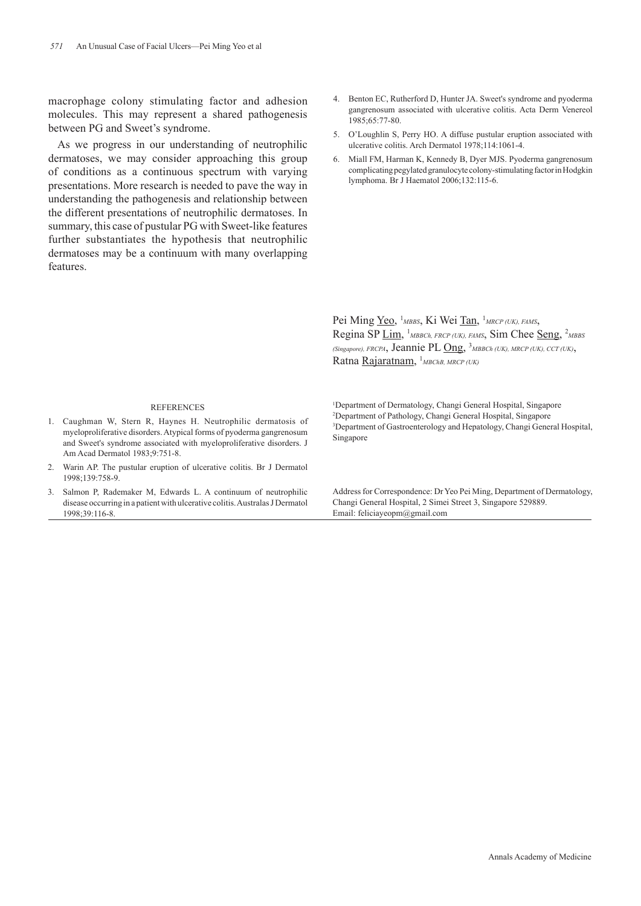macrophage colony stimulating factor and adhesion molecules. This may represent a shared pathogenesis between PG and Sweet's syndrome.

As we progress in our understanding of neutrophilic dermatoses, we may consider approaching this group of conditions as a continuous spectrum with varying presentations. More research is needed to pave the way in understanding the pathogenesis and relationship between the different presentations of neutrophilic dermatoses. In summary, this case of pustular PG with Sweet-like features further substantiates the hypothesis that neutrophilic dermatoses may be a continuum with many overlapping features.

Pei Ming Yeo, [1]*MBBS*, Ki Wei Tan, [1]*MRCP (UK), FAMS*, Regina SP Lim, [1]*MBBCh, FRCP (UK), FAMS*, Sim Chee Seng, [2]*MBBS (Singapore), FRCPA*, Jeannie PL Ong, [3]*MBBCh (UK), MRCP (UK), CCT (UK)*, Ratna Rajaratnam, [1]*MBChB, MRCP (UK)*

## REFERENCES

1. Caughman W, Stern R, Haynes H. Neutrophilic dermatosis of myeloproliferative disorders. Atypical forms of pyoderma gangrenosum and Sweet's syndrome associated with myeloproliferative disorders. J Am Acad Dermatol 1983;9:751-8.
2. Warin AP. The pustular eruption of ulcerative colitis. Br J Dermatol 1998;139:758-9.
3. Salmon P, Rademaker M, Edwards L. A continuum of neutrophilic disease occurring in a patient with ulcerative colitis. Australas J Dermatol 1998;39:116-8.
4. Benton EC, Rutherford D, Hunter JA. Sweet's syndrome and pyoderma gangrenosum associated with ulcerative colitis. Acta Derm Venereol 1985;65:77-80.
5. O'Loughlin S, Perry HO. A diffuse pustular eruption associated with ulcerative colitis. Arch Dermatol 1978;114:1061-4.
6. Miall FM, Harman K, Kennedy B, Dyer MJS. Pyoderma gangrenosum complicating pegylated granulocyte colony-stimulating factor in Hodgkin lymphoma. Br J Haematol 2006;132:115-6.

[1]Department of Dermatology, Changi General Hospital, Singapore
[2]Department of Pathology, Changi General Hospital, Singapore
[3]Department of Gastroenterology and Hepatology, Changi General Hospital, Singapore

Address for Correspondence: Dr Yeo Pei Ming, Department of Dermatology, Changi General Hospital, 2 Simei Street 3, Singapore 529889.
Email: feliciayeopm@gmail.com